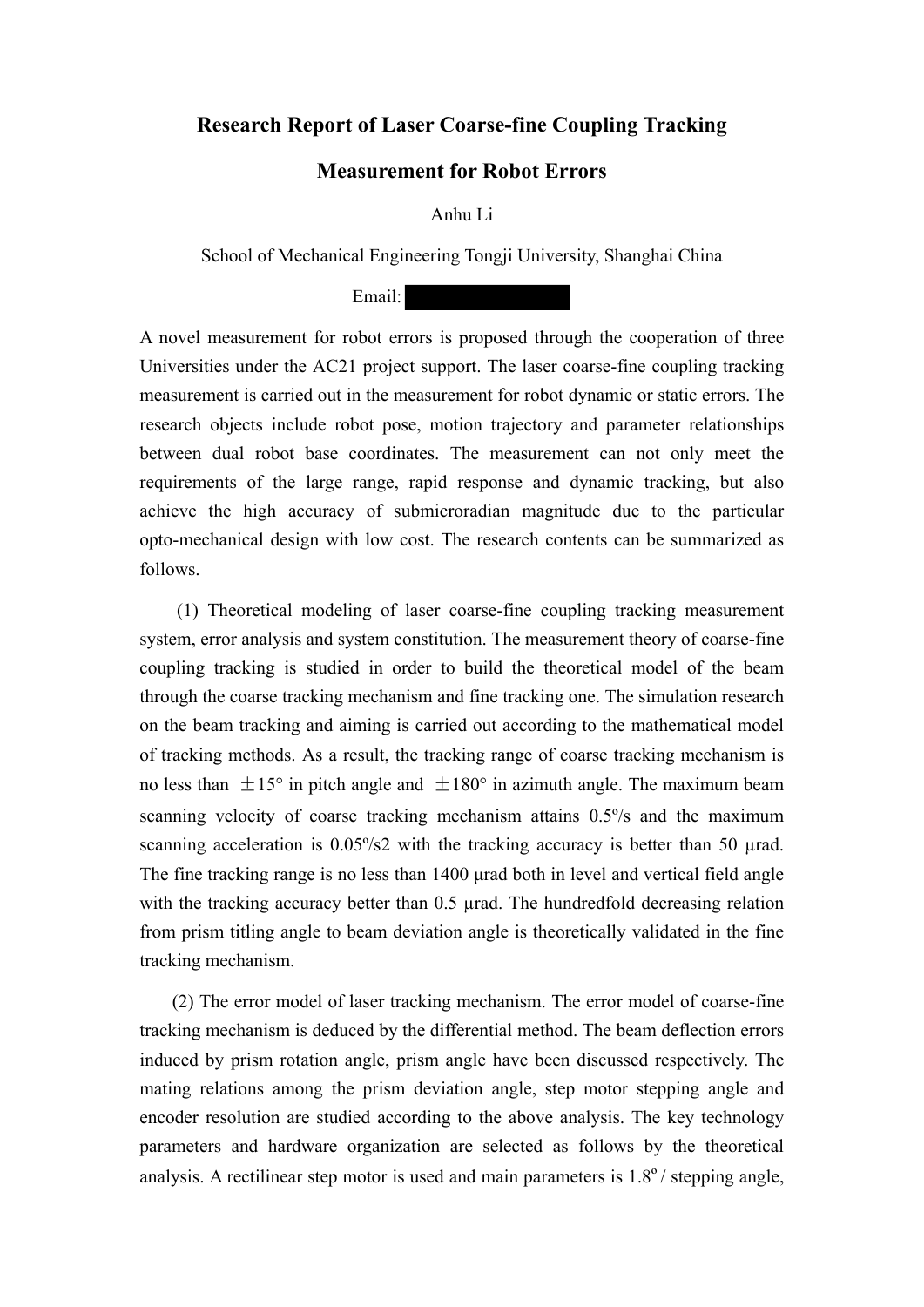# Research Report of Laser Coarse-fine Coupling Tracking Measurement for Robot Errors

Anhu Li

School of Mechanical Engineering Tongji University, Shanghai China

Email:

A novel measurement for robot errors is proposed through the cooperation of three Universities under the AC21 project support. The laser coarse-fine coupling tracking measurement is carried out in the measurement for robot dynamic or static errors. The research objects include robot pose, motion trajectory and parameter relationships between dual robot base coordinates. The measurement can not only meet the requirements of the large range, rapid response and dynamic tracking, but also achieve the high accuracy of submicroradian magnitude due to the particular opto-mechanical design with low cost. The research contents can be summarized as follows.

(1) Theoretical modeling of laser coarse-fine coupling tracking measurement system, error analysis and system constitution. The measurement theory of coarse-fine coupling tracking is studied in order to build the theoretical model of the beam through the coarse tracking mechanism and fine tracking one. The simulation research on the beam tracking and aiming is carried out according to the mathematical model of tracking methods. As a result, the tracking range of coarse tracking mechanism is no less than ±15° in pitch angle and ±180° in azimuth angle. The maximum beam scanning velocity of coarse tracking mechanism attains 0.5º/s and the maximum scanning acceleration is 0.05º/s2 with the tracking accuracy is better than 50 μrad. The fine tracking range is no less than 1400 μrad both in level and vertical field angle with the tracking accuracy better than 0.5 μrad. The hundredfold decreasing relation from prism titling angle to beam deviation angle is theoretically validated in the fine tracking mechanism.

(2) The error model of laser tracking mechanism. The error model of coarse-fine tracking mechanism is deduced by the differential method. The beam deflection errors induced by prism rotation angle, prism angle have been discussed respectively. The mating relations among the prism deviation angle, step motor stepping angle and encoder resolution are studied according to the above analysis. The key technology parameters and hardware organization are selected as follows by the theoretical analysis. A rectilinear step motor is used and main parameters is 1.8º / stepping angle,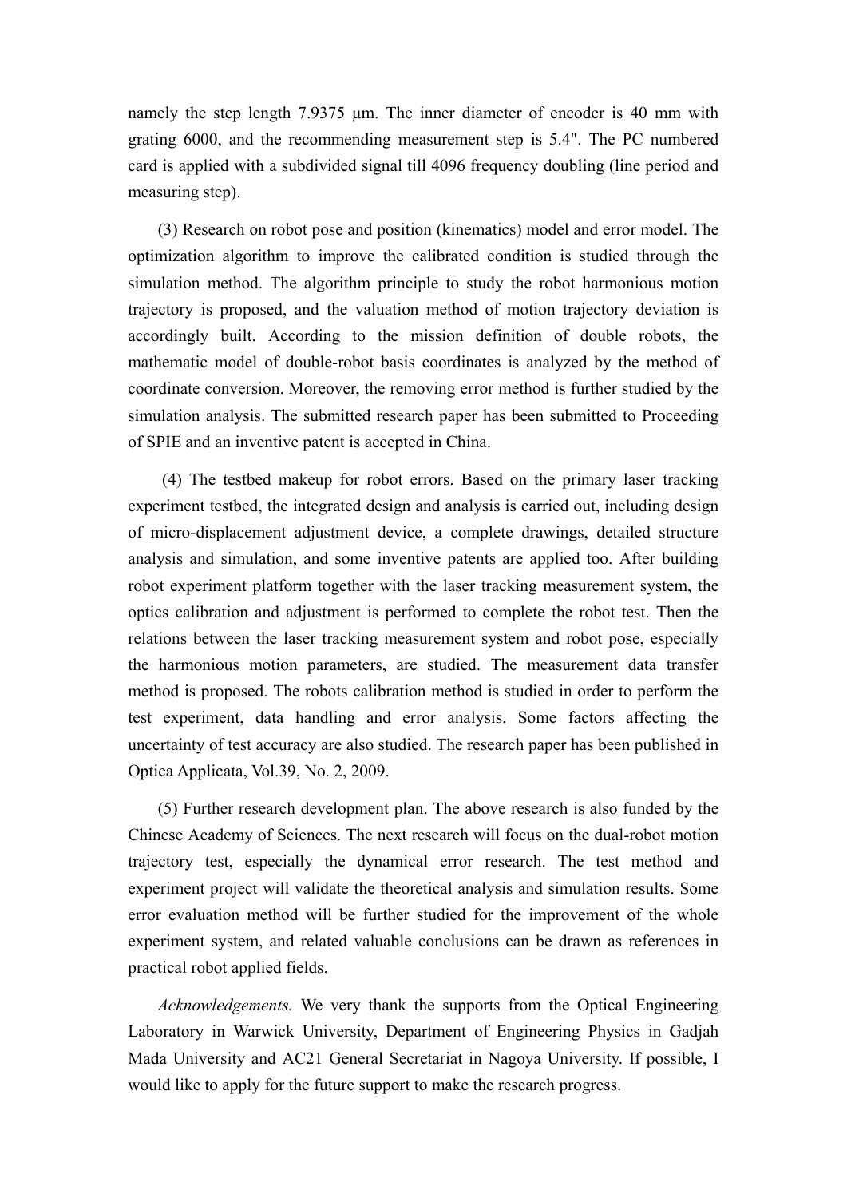namely the step length 7.9375 μm. The inner diameter of encoder is 40 mm with grating 6000, and the recommending measurement step is 5.4". The PC numbered card is applied with a subdivided signal till 4096 frequency doubling (line period and measuring step).

(3) Research on robot pose and position (kinematics) model and error model. The optimization algorithm to improve the calibrated condition is studied through the simulation method. The algorithm principle to study the robot harmonious motion trajectory is proposed, and the valuation method of motion trajectory deviation is accordingly built. According to the mission definition of double robots, the mathematic model of double-robot basis coordinates is analyzed by the method of coordinate conversion. Moreover, the removing error method is further studied by the simulation analysis. The submitted research paper has been submitted to Proceeding of SPIE and an inventive patent is accepted in China.

(4) The testbed makeup for robot errors. Based on the primary laser tracking experiment testbed, the integrated design and analysis is carried out, including design of micro-displacement adjustment device, a complete drawings, detailed structure analysis and simulation, and some inventive patents are applied too. After building robot experiment platform together with the laser tracking measurement system, the optics calibration and adjustment is performed to complete the robot test. Then the relations between the laser tracking measurement system and robot pose, especially the harmonious motion parameters, are studied. The measurement data transfer method is proposed. The robots calibration method is studied in order to perform the test experiment, data handling and error analysis. Some factors affecting the uncertainty of test accuracy are also studied. The research paper has been published in Optica Applicata, Vol.39, No. 2, 2009.

(5) Further research development plan. The above research is also funded by the Chinese Academy of Sciences. The next research will focus on the dual-robot motion trajectory test, especially the dynamical error research. The test method and experiment project will validate the theoretical analysis and simulation results. Some error evaluation method will be further studied for the improvement of the whole experiment system, and related valuable conclusions can be drawn as references in practical robot applied fields.

*Acknowledgements.* We very thank the supports from the Optical Engineering Laboratory in Warwick University, Department of Engineering Physics in Gadjah Mada University and AC21 General Secretariat in Nagoya University. If possible, I would like to apply for the future support to make the research progress.